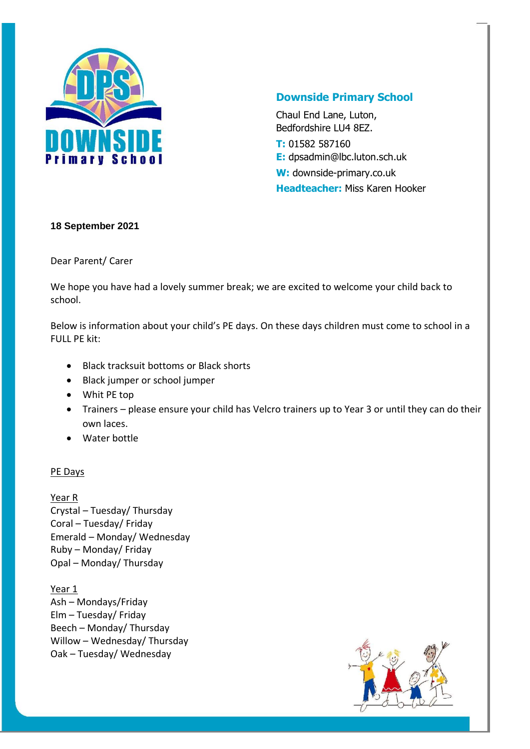**Downside Primary School**

Chaul End Lane, Luton,
Bedfordshire LU4 8EZ.

**T:** 01582 587160
**E:** dpsadmin@lbc.luton.sch.uk
**W:** downside-primary.co.uk
**Headteacher:** Miss Karen Hooker

**18 September 2021**

Dear Parent/ Carer

We hope you have had a lovely summer break; we are excited to welcome your child back to school.

Below is information about your child's PE days. On these days children must come to school in a FULL PE kit:

- Black tracksuit bottoms or Black shorts
- Black jumper or school jumper
- Whit PE top
- Trainers – please ensure your child has Velcro trainers up to Year 3 or until they can do their own laces.
- Water bottle

<u>PE Days</u>

<u>Year R</u>
Crystal – Tuesday/ Thursday
Coral – Tuesday/ Friday
Emerald – Monday/ Wednesday
Ruby – Monday/ Friday
Opal – Monday/ Thursday

<u>Year 1</u>
Ash – Mondays/Friday
Elm – Tuesday/ Friday
Beech – Monday/ Thursday
Willow – Wednesday/ Thursday
Oak – Tuesday/ Wednesday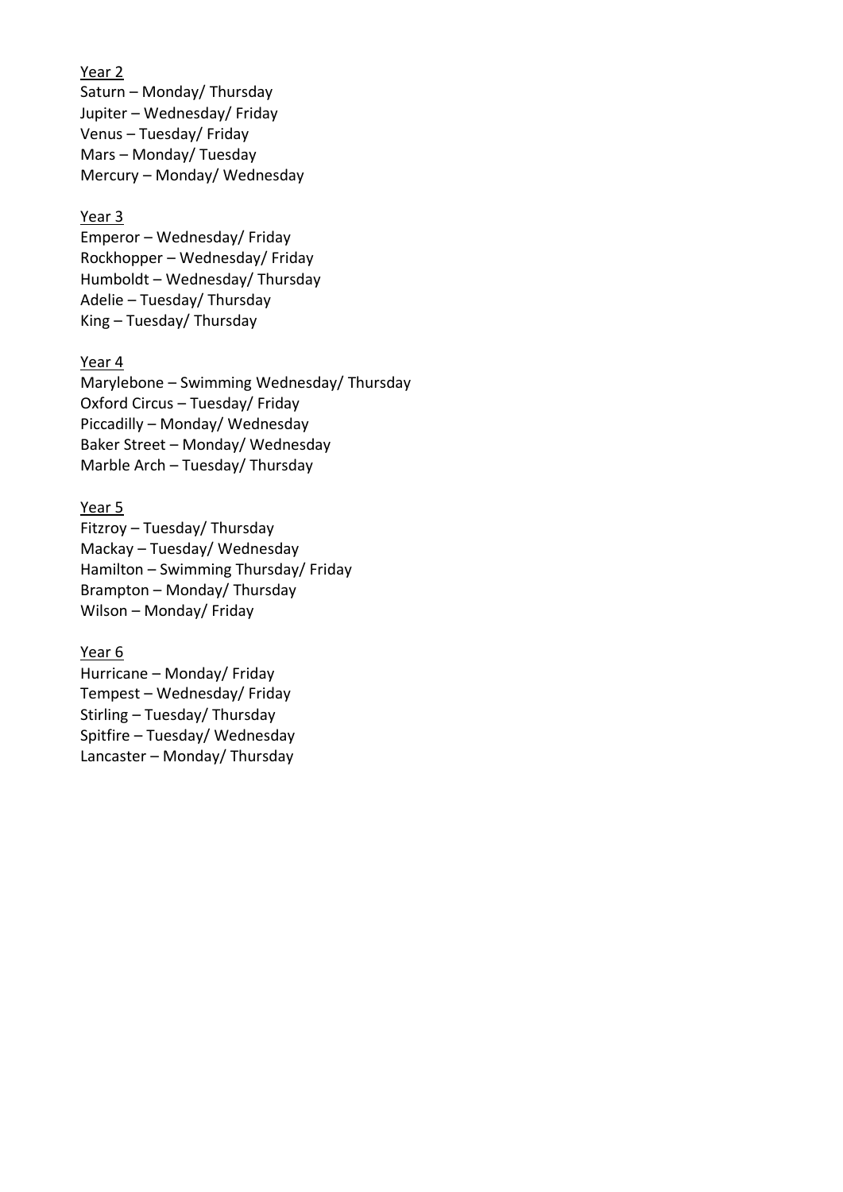Year 2

Saturn – Monday/ Thursday
Jupiter – Wednesday/ Friday
Venus – Tuesday/ Friday
Mars – Monday/ Tuesday
Mercury – Monday/ Wednesday

Year 3

Emperor – Wednesday/ Friday
Rockhopper – Wednesday/ Friday
Humboldt – Wednesday/ Thursday
Adelie – Tuesday/ Thursday
King – Tuesday/ Thursday

Year 4

Marylebone – Swimming Wednesday/ Thursday
Oxford Circus – Tuesday/ Friday
Piccadilly – Monday/ Wednesday
Baker Street – Monday/ Wednesday
Marble Arch – Tuesday/ Thursday

Year 5

Fitzroy – Tuesday/ Thursday
Mackay – Tuesday/ Wednesday
Hamilton – Swimming Thursday/ Friday
Brampton – Monday/ Thursday
Wilson – Monday/ Friday

Year 6

Hurricane – Monday/ Friday
Tempest – Wednesday/ Friday
Stirling – Tuesday/ Thursday
Spitfire – Tuesday/ Wednesday
Lancaster – Monday/ Thursday